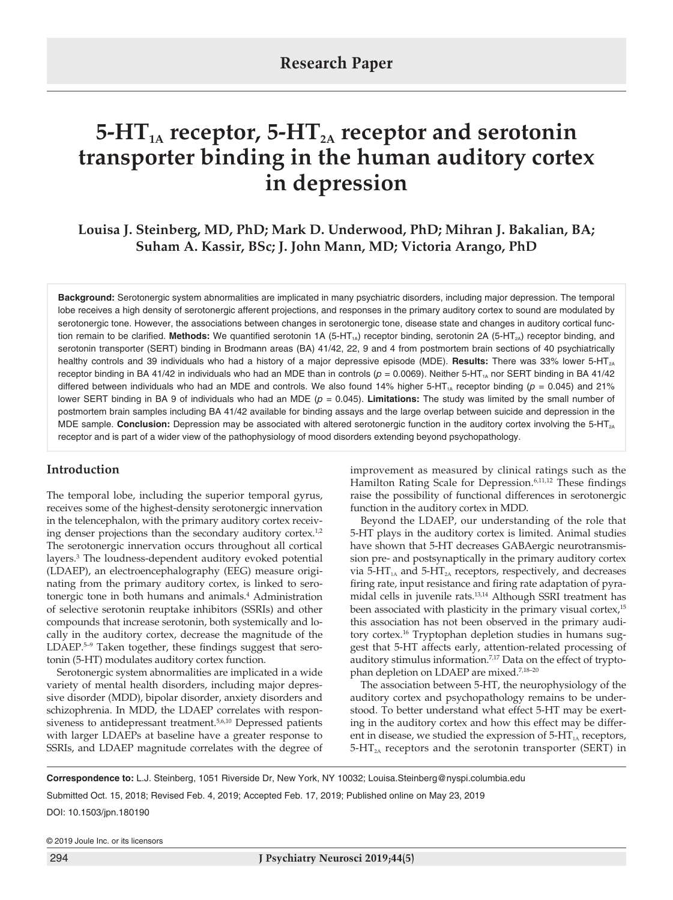Research Paper

# 5-HT$_{1A}$ receptor, 5-HT$_{2A}$ receptor and serotonin transporter binding in the human auditory cortex in depression

**Louisa J. Steinberg, MD, PhD; Mark D. Underwood, PhD; Mihran J. Bakalian, BA; Suham A. Kassir, BSc; J. John Mann, MD; Victoria Arango, PhD**

**Background:** Serotonergic system abnormalities are implicated in many psychiatric disorders, including major depression. The temporal lobe receives a high density of serotonergic afferent projections, and responses in the primary auditory cortex to sound are modulated by serotonergic tone. However, the associations between changes in serotonergic tone, disease state and changes in auditory cortical function remain to be clarified. **Methods:** We quantified serotonin 1A (5-HT$_{1A}$) receptor binding, serotonin 2A (5-HT$_{2A}$) receptor binding, and serotonin transporter (SERT) binding in Brodmann areas (BA) 41/42, 22, 9 and 4 from postmortem brain sections of 40 psychiatrically healthy controls and 39 individuals who had a history of a major depressive episode (MDE). **Results:** There was 33% lower 5-HT$_{2A}$ receptor binding in BA 41/42 in individuals who had an MDE than in controls ($p$ = 0.0069). Neither 5-HT$_{1A}$ nor SERT binding in BA 41/42 differed between individuals who had an MDE and controls. We also found 14% higher 5-HT$_{1A}$ receptor binding ($p$ = 0.045) and 21% lower SERT binding in BA 9 of individuals who had an MDE ($p$ = 0.045). **Limitations:** The study was limited by the small number of postmortem brain samples including BA 41/42 available for binding assays and the large overlap between suicide and depression in the MDE sample. **Conclusion:** Depression may be associated with altered serotonergic function in the auditory cortex involving the 5-HT$_{2A}$ receptor and is part of a wider view of the pathophysiology of mood disorders extending beyond psychopathology.

## Introduction

The temporal lobe, including the superior temporal gyrus, receives some of the highest-density serotonergic innervation in the telencephalon, with the primary auditory cortex receiving denser projections than the secondary auditory cortex.[1,2] The serotonergic innervation occurs throughout all cortical layers.[3] The loudness-dependent auditory evoked potential (LDAEP), an electroencephalography (EEG) measure originating from the primary auditory cortex, is linked to serotonergic tone in both humans and animals.[4] Administration of selective serotonin reuptake inhibitors (SSRIs) and other compounds that increase serotonin, both systemically and locally in the auditory cortex, decrease the magnitude of the LDAEP.[5–9] Taken together, these findings suggest that serotonin (5-HT) modulates auditory cortex function.

Serotonergic system abnormalities are implicated in a wide variety of mental health disorders, including major depressive disorder (MDD), bipolar disorder, anxiety disorders and schizophrenia. In MDD, the LDAEP correlates with responsiveness to antidepressant treatment.[5,6,10] Depressed patients with larger LDAEPs at baseline have a greater response to SSRIs, and LDAEP magnitude correlates with the degree of improvement as measured by clinical ratings such as the Hamilton Rating Scale for Depression.[6,11,12] These findings raise the possibility of functional differences in serotonergic function in the auditory cortex in MDD.

Beyond the LDAEP, our understanding of the role that 5-HT plays in the auditory cortex is limited. Animal studies have shown that 5-HT decreases GABAergic neurotransmission pre- and postsynaptically in the primary auditory cortex via 5-HT$_{1A}$ and 5-HT$_{2A}$ receptors, respectively, and decreases firing rate, input resistance and firing rate adaptation of pyramidal cells in juvenile rats.[13,14] Although SSRI treatment has been associated with plasticity in the primary visual cortex,[15] this association has not been observed in the primary auditory cortex.[16] Tryptophan depletion studies in humans suggest that 5-HT affects early, attention-related processing of auditory stimulus information.[7,17] Data on the effect of tryptophan depletion on LDAEP are mixed.[7,18–20]

The association between 5-HT, the neurophysiology of the auditory cortex and psychopathology remains to be understood. To better understand what effect 5-HT may be exerting in the auditory cortex and how this effect may be different in disease, we studied the expression of 5-HT$_{1A}$ receptors, 5-HT$_{2A}$ receptors and the serotonin transporter (SERT) in

**Correspondence to:** L.J. Steinberg, 1051 Riverside Dr, New York, NY 10032; Louisa.Steinberg@nyspi.columbia.edu

Submitted Oct. 15, 2018; Revised Feb. 4, 2019; Accepted Feb. 17, 2019; Published online on May 23, 2019

DOI: 10.1503/jpn.180190

© 2019 Joule Inc. or its licensors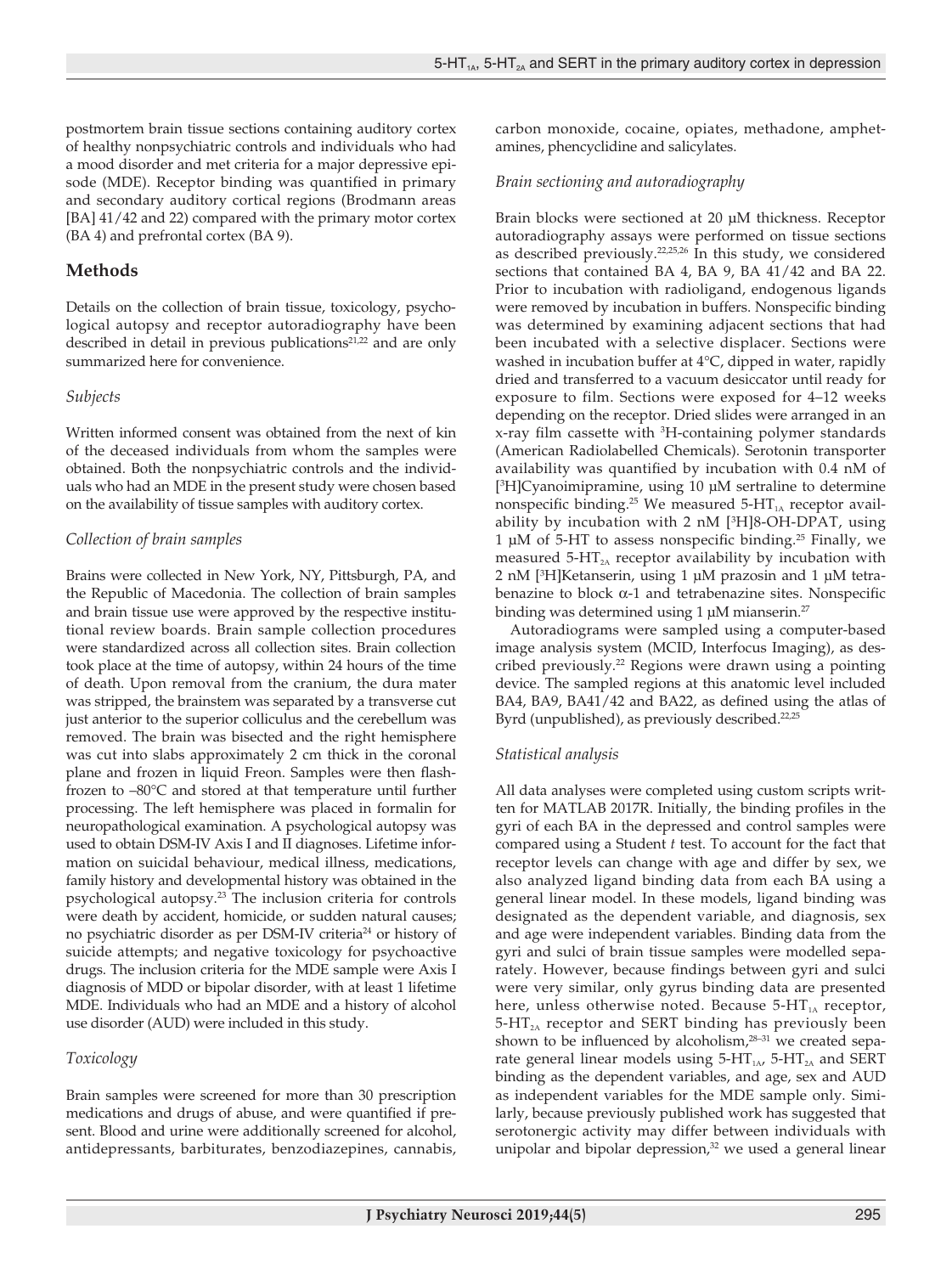postmortem brain tissue sections containing auditory cortex of healthy nonpsychiatric controls and individuals who had a mood disorder and met criteria for a major depressive episode (MDE). Receptor binding was quantified in primary and secondary auditory cortical regions (Brodmann areas [BA] 41/42 and 22) compared with the primary motor cortex (BA 4) and prefrontal cortex (BA 9).

## Methods

Details on the collection of brain tissue, toxicology, psychological autopsy and receptor autoradiography have been described in detail in previous publications[21,22] and are only summarized here for convenience.

### *Subjects*

Written informed consent was obtained from the next of kin of the deceased individuals from whom the samples were obtained. Both the nonpsychiatric controls and the individuals who had an MDE in the present study were chosen based on the availability of tissue samples with auditory cortex.

### *Collection of brain samples*

Brains were collected in New York, NY, Pittsburgh, PA, and the Republic of Macedonia. The collection of brain samples and brain tissue use were approved by the respective institutional review boards. Brain sample collection procedures were standardized across all collection sites. Brain collection took place at the time of autopsy, within 24 hours of the time of death. Upon removal from the cranium, the dura mater was stripped, the brainstem was separated by a transverse cut just anterior to the superior colliculus and the cerebellum was removed. The brain was bisected and the right hemisphere was cut into slabs approximately 2 cm thick in the coronal plane and frozen in liquid Freon. Samples were then flash-frozen to –80°C and stored at that temperature until further processing. The left hemisphere was placed in formalin for neuropathological examination. A psychological autopsy was used to obtain DSM-IV Axis I and II diagnoses. Lifetime information on suicidal behaviour, medical illness, medications, family history and developmental history was obtained in the psychological autopsy.[23] The inclusion criteria for controls were death by accident, homicide, or sudden natural causes; no psychiatric disorder as per DSM-IV criteria[24] or history of suicide attempts; and negative toxicology for psychoactive drugs. The inclusion criteria for the MDE sample were Axis I diagnosis of MDD or bipolar disorder, with at least 1 lifetime MDE. Individuals who had an MDE and a history of alcohol use disorder (AUD) were included in this study.

### *Toxicology*

Brain samples were screened for more than 30 prescription medications and drugs of abuse, and were quantified if present. Blood and urine were additionally screened for alcohol, antidepressants, barbiturates, benzodiazepines, cannabis, carbon monoxide, cocaine, opiates, methadone, amphetamines, phencyclidine and salicylates.

### *Brain sectioning and autoradiography*

Brain blocks were sectioned at 20 µM thickness. Receptor autoradiography assays were performed on tissue sections as described previously.[22,25,26] In this study, we considered sections that contained BA 4, BA 9, BA 41/42 and BA 22. Prior to incubation with radioligand, endogenous ligands were removed by incubation in buffers. Nonspecific binding was determined by examining adjacent sections that had been incubated with a selective displacer. Sections were washed in incubation buffer at 4°C, dipped in water, rapidly dried and transferred to a vacuum desiccator until ready for exposure to film. Sections were exposed for 4–12 weeks depending on the receptor. Dried slides were arranged in an x-ray film cassette with $^{3}$H-containing polymer standards (American Radiolabelled Chemicals). Serotonin transporter availability was quantified by incubation with 0.4 nM of [$^{3}$H]Cyanoimipramine, using 10 µM sertraline to determine nonspecific binding.[25] We measured 5-$HT_{1A}$ receptor availability by incubation with 2 nM [$^{3}$H]8-OH-DPAT, using 1 µM of 5-HT to assess nonspecific binding.[25] Finally, we measured 5-$HT_{2A}$ receptor availability by incubation with 2 nM [$^{3}$H]Ketanserin, using 1 µM prazosin and 1 µM tetrabenazine to block α-1 and tetrabenazine sites. Nonspecific binding was determined using 1 µM mianserin.[27]

Autoradiograms were sampled using a computer-based image analysis system (MCID, Interfocus Imaging), as described previously.[22] Regions were drawn using a pointing device. The sampled regions at this anatomic level included BA4, BA9, BA41/42 and BA22, as defined using the atlas of Byrd (unpublished), as previously described.[22,25]

### *Statistical analysis*

All data analyses were completed using custom scripts written for MATLAB 2017R. Initially, the binding profiles in the gyri of each BA in the depressed and control samples were compared using a Student *t* test. To account for the fact that receptor levels can change with age and differ by sex, we also analyzed ligand binding data from each BA using a general linear model. In these models, ligand binding was designated as the dependent variable, and diagnosis, sex and age were independent variables. Binding data from the gyri and sulci of brain tissue samples were modelled separately. However, because findings between gyri and sulci were very similar, only gyrus binding data are presented here, unless otherwise noted. Because 5-$HT_{1A}$ receptor, 5-$HT_{2A}$ receptor and SERT binding has previously been shown to be influenced by alcoholism,[28–31] we created separate general linear models using 5-$HT_{1A}$, 5-$HT_{2A}$ and SERT binding as the dependent variables, and age, sex and AUD as independent variables for the MDE sample only. Similarly, because previously published work has suggested that serotonergic activity may differ between individuals with unipolar and bipolar depression,[32] we used a general linear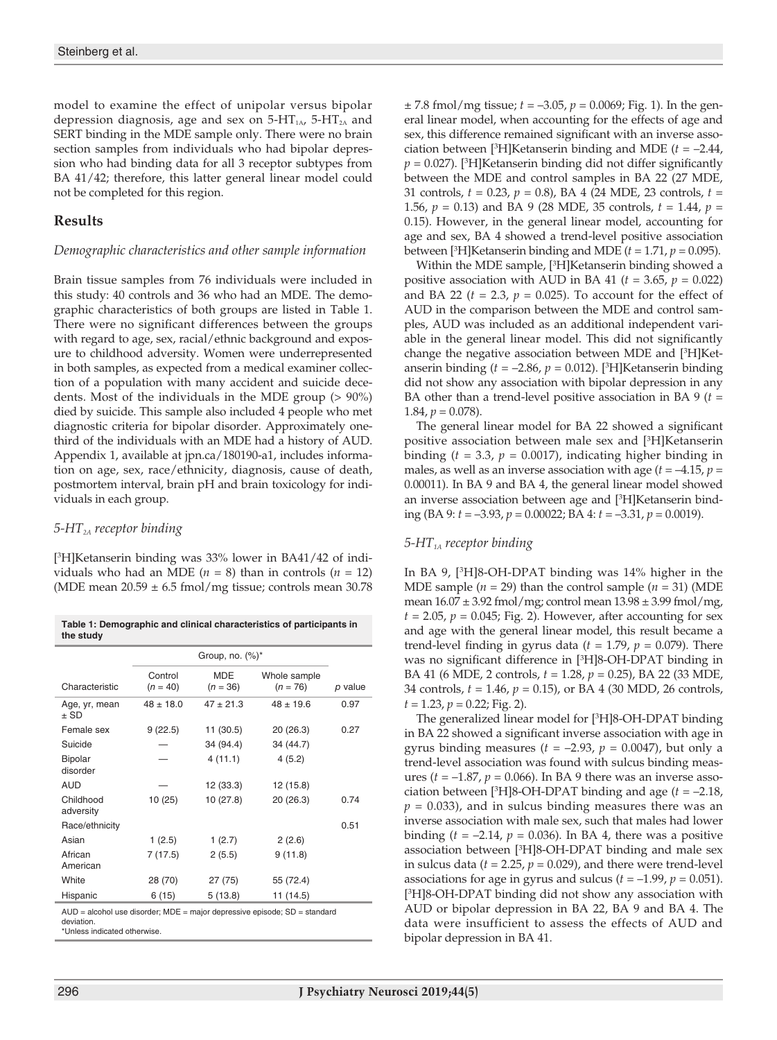model to examine the effect of unipolar versus bipolar depression diagnosis, age and sex on 5-HT$_{1A}$, 5-HT$_{2A}$ and SERT binding in the MDE sample only. There were no brain section samples from individuals who had bipolar depression who had binding data for all 3 receptor subtypes from BA 41/42; therefore, this latter general linear model could not be completed for this region.

## Results

### *Demographic characteristics and other sample information*

Brain tissue samples from 76 individuals were included in this study: 40 controls and 36 who had an MDE. The demographic characteristics of both groups are listed in Table 1. There were no significant differences between the groups with regard to age, sex, racial/ethnic background and exposure to childhood adversity. Women were underrepresented in both samples, as expected from a medical examiner collection of a population with many accident and suicide decedents. Most of the individuals in the MDE group (> 90%) died by suicide. This sample also included 4 people who met diagnostic criteria for bipolar disorder. Approximately one-third of the individuals with an MDE had a history of AUD. Appendix 1, available at jpn.ca/180190-a1, includes information on age, sex, race/ethnicity, diagnosis, cause of death, postmortem interval, brain pH and brain toxicology for individuals in each group.

### *5-HT$_{2A}$ receptor binding*

[$^3$H]Ketanserin binding was 33% lower in BA41/42 of individuals who had an MDE ($n$ = 8) than in controls ($n$ = 12) (MDE mean 20.59 ± 6.5 fmol/mg tissue; controls mean 30.78 ± 7.8 fmol/mg tissue; $t$ = –3.05, $p$ = 0.0069; Fig. 1). In the general linear model, when accounting for the effects of age and sex, this difference remained significant with an inverse association between [$^3$H]Ketanserin binding and MDE ($t$ = –2.44, $p$ = 0.027). [$^3$H]Ketanserin binding did not differ significantly between the MDE and control samples in BA 22 (27 MDE, 31 controls, $t$ = 0.23, $p$ = 0.8), BA 4 (24 MDE, 23 controls, $t$ = 1.56, $p$ = 0.13) and BA 9 (28 MDE, 35 controls, $t$ = 1.44, $p$ = 0.15). However, in the general linear model, accounting for age and sex, BA 4 showed a trend-level positive association between [$^3$H]Ketanserin binding and MDE ($t$ = 1.71, $p$ = 0.095).

Within the MDE sample, [$^3$H]Ketanserin binding showed a positive association with AUD in BA 41 ($t$ = 3.65, $p$ = 0.022) and BA 22 ($t$ = 2.3, $p$ = 0.025). To account for the effect of AUD in the comparison between the MDE and control samples, AUD was included as an additional independent variable in the general linear model. This did not significantly change the negative association between MDE and [$^3$H]Ketanserin binding ($t$ = –2.86, $p$ = 0.012). [$^3$H]Ketanserin binding did not show any association with bipolar depression in any BA other than a trend-level positive association in BA 9 ($t$ = 1.84, $p$ = 0.078).

The general linear model for BA 22 showed a significant positive association between male sex and [$^3$H]Ketanserin binding ($t$ = 3.3, $p$ = 0.0017), indicating higher binding in males, as well as an inverse association with age ($t$ = –4.15, $p$ = 0.00011). In BA 9 and BA 4, the general linear model showed an inverse association between age and [$^3$H]Ketanserin binding (BA 9: $t$ = –3.93, $p$ = 0.00022; BA 4: $t$ = –3.31, $p$ = 0.0019).

**Table 1: Demographic and clinical characteristics of participants in the study**

| Characteristic | Control ($n$ = 40) | MDE ($n$ = 36) | Whole sample ($n$ = 76) | $p$ value |
|---|---|---|---|---|
| | Group, no. (%)* | | | |
| Age, yr, mean ± SD | 48 ± 18.0 | 47 ± 21.3 | 48 ± 19.6 | 0.97 |
| Female sex | 9 (22.5) | 11 (30.5) | 20 (26.3) | 0.27 |
| Suicide | — | 34 (94.4) | 34 (44.7) | |
| Bipolar disorder | — | 4 (11.1) | 4 (5.2) | |
| AUD | — | 12 (33.3) | 12 (15.8) | |
| Childhood adversity | 10 (25) | 10 (27.8) | 20 (26.3) | 0.74 |
| Race/ethnicity | | | | 0.51 |
| Asian | 1 (2.5) | 1 (2.7) | 2 (2.6) | |
| African American | 7 (17.5) | 2 (5.5) | 9 (11.8) | |
| White | 28 (70) | 27 (75) | 55 (72.4) | |
| Hispanic | 6 (15) | 5 (13.8) | 11 (14.5) | |

AUD = alcohol use disorder; MDE = major depressive episode; SD = standard deviation.
*Unless indicated otherwise.

### *5-HT$_{1A}$ receptor binding*

In BA 9, [$^3$H]8-OH-DPAT binding was 14% higher in the MDE sample ($n$ = 29) than the control sample ($n$ = 31) (MDE mean 16.07 ± 3.92 fmol/mg; control mean 13.98 ± 3.99 fmol/mg, $t$ = 2.05, $p$ = 0.045; Fig. 2). However, after accounting for sex and age with the general linear model, this result became a trend-level finding in gyrus data ($t$ = 1.79, $p$ = 0.079). There was no significant difference in [$^3$H]8-OH-DPAT binding in BA 41 (6 MDE, 2 controls, $t$ = 1.28, $p$ = 0.25), BA 22 (33 MDE, 34 controls, $t$ = 1.46, $p$ = 0.15), or BA 4 (30 MDD, 26 controls, $t$ = 1.23, $p$ = 0.22; Fig. 2).

The generalized linear model for [$^3$H]8-OH-DPAT binding in BA 22 showed a significant inverse association with age in gyrus binding measures ($t$ = –2.93, $p$ = 0.0047), but only a trend-level association was found with sulcus binding measures ($t$ = –1.87, $p$ = 0.066). In BA 9 there was an inverse association between [$^3$H]8-OH-DPAT binding and age ($t$ = –2.18, $p$ = 0.033), and in sulcus binding measures there was an inverse association with male sex, such that males had lower binding ($t$ = –2.14, $p$ = 0.036). In BA 4, there was a positive association between [$^3$H]8-OH-DPAT binding and male sex in sulcus data ($t$ = 2.25, $p$ = 0.029), and there were trend-level associations for age in gyrus and sulcus ($t$ = –1.99, $p$ = 0.051). [$^3$H]8-OH-DPAT binding did not show any association with AUD or bipolar depression in BA 22, BA 9 and BA 4. The data were insufficient to assess the effects of AUD and bipolar depression in BA 41.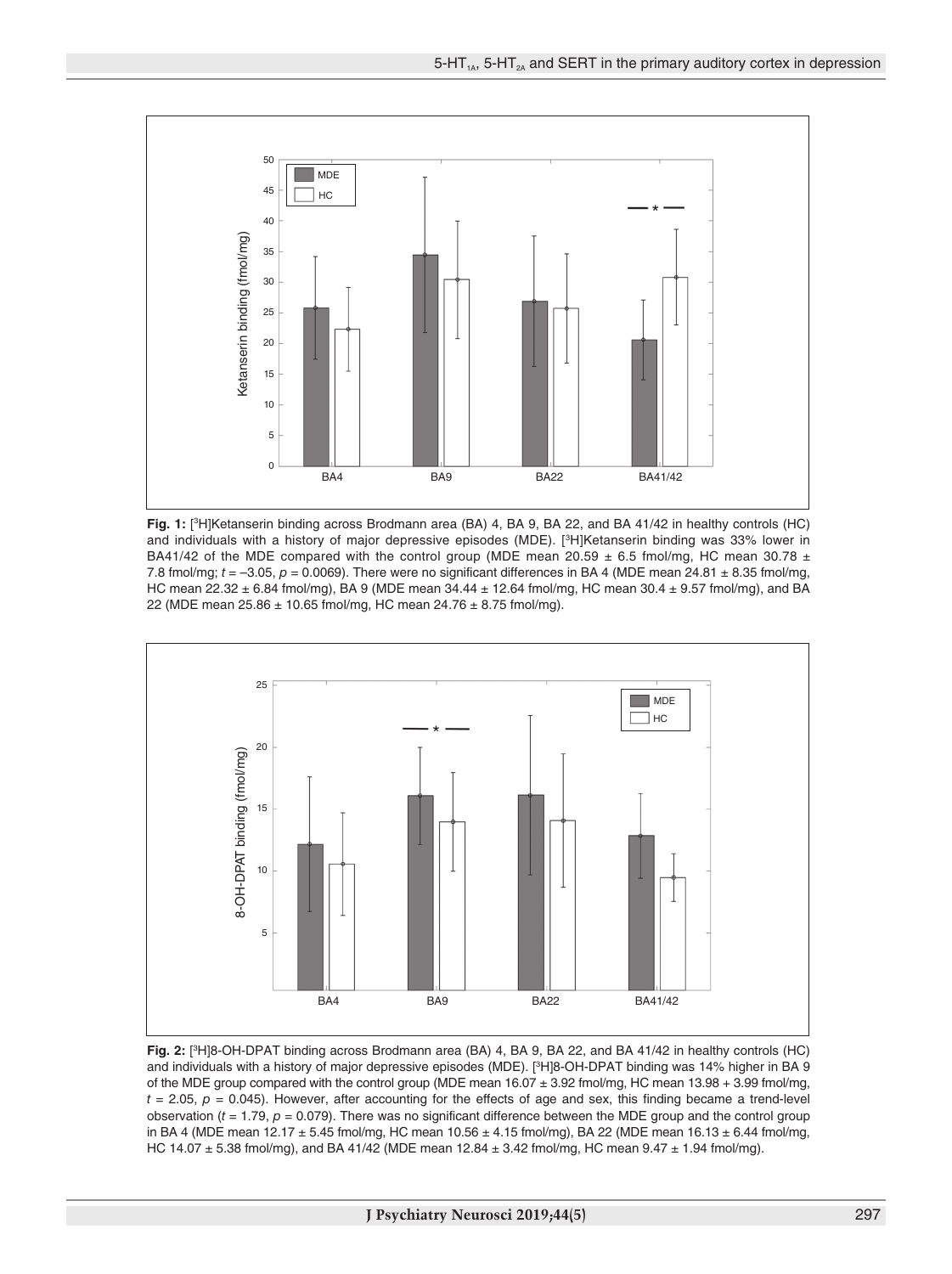**Fig. 1:** [$^3$H]Ketanserin binding across Brodmann area (BA) 4, BA 9, BA 22, and BA 41/42 in healthy controls (HC) and individuals with a history of major depressive episodes (MDE). [$^3$H]Ketanserin binding was 33% lower in BA41/42 of the MDE compared with the control group (MDE mean 20.59 ± 6.5 fmol/mg, HC mean 30.78 ± 7.8 fmol/mg; $t = -3.05$, $p = 0.0069$). There were no significant differences in BA 4 (MDE mean 24.81 ± 8.35 fmol/mg, HC mean 22.32 ± 6.84 fmol/mg), BA 9 (MDE mean 34.44 ± 12.64 fmol/mg, HC mean 30.4 ± 9.57 fmol/mg), and BA 22 (MDE mean 25.86 ± 10.65 fmol/mg, HC mean 24.76 ± 8.75 fmol/mg).

**Fig. 2:** [$^3$H]8-OH-DPAT binding across Brodmann area (BA) 4, BA 9, BA 22, and BA 41/42 in healthy controls (HC) and individuals with a history of major depressive episodes (MDE). [$^3$H]8-OH-DPAT binding was 14% higher in BA 9 of the MDE group compared with the control group (MDE mean 16.07 ± 3.92 fmol/mg, HC mean 13.98 + 3.99 fmol/mg, $t = 2.05$, $p = 0.045$). However, after accounting for the effects of age and sex, this finding became a trend-level observation ($t = 1.79$, $p = 0.079$). There was no significant difference between the MDE group and the control group in BA 4 (MDE mean 12.17 ± 5.45 fmol/mg, HC mean 10.56 ± 4.15 fmol/mg), BA 22 (MDE mean 16.13 ± 6.44 fmol/mg, HC 14.07 ± 5.38 fmol/mg), and BA 41/42 (MDE mean 12.84 ± 3.42 fmol/mg, HC mean 9.47 ± 1.94 fmol/mg).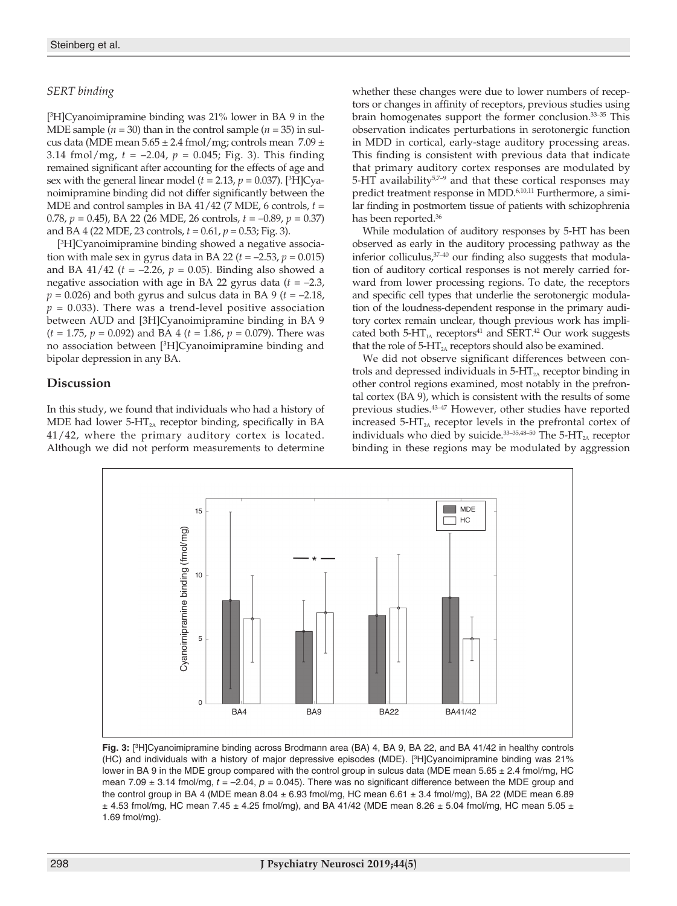*SERT binding*

[$^3$H]Cyanoimipramine binding was 21% lower in BA 9 in the MDE sample ($n = 30$) than in the control sample ($n = 35$) in sulcus data (MDE mean 5.65 ± 2.4 fmol/mg; controls mean 7.09 ± 3.14 fmol/mg, $t = -2.04$, $p = 0.045$; Fig. 3). This finding remained significant after accounting for the effects of age and sex with the general linear model ($t = 2.13$, $p = 0.037$). [$^3$H]Cyanoimipramine binding did not differ significantly between the MDE and control samples in BA 41/42 (7 MDE, 6 controls, $t = 0.78$, $p = 0.45$), BA 22 (26 MDE, 26 controls, $t = -0.89$, $p = 0.37$) and BA 4 (22 MDE, 23 controls, $t = 0.61$, $p = 0.53$; Fig. 3).

[$^3$H]Cyanoimipramine binding showed a negative association with male sex in gyrus data in BA 22 ($t = -2.53$, $p = 0.015$) and BA 41/42 ($t = -2.26$, $p = 0.05$). Binding also showed a negative association with age in BA 22 gyrus data ($t = -2.3$, $p = 0.026$) and both gyrus and sulcus data in BA 9 ($t = -2.18$, $p = 0.033$). There was a trend-level positive association between AUD and [3H]Cyanoimipramine binding in BA 9 ($t = 1.75$, $p = 0.092$) and BA 4 ($t = 1.86$, $p = 0.079$). There was no association between [$^3$H]Cyanoimipramine binding and bipolar depression in any BA.

## Discussion

In this study, we found that individuals who had a history of MDE had lower 5-$HT_{2A}$ receptor binding, specifically in BA 41/42, where the primary auditory cortex is located. Although we did not perform measurements to determine whether these changes were due to lower numbers of receptors or changes in affinity of receptors, previous studies using brain homogenates support the former conclusion.[33–35] This observation indicates perturbations in serotonergic function in MDD in cortical, early-stage auditory processing areas. This finding is consistent with previous data that indicate that primary auditory cortex responses are modulated by 5-HT availability[5,7–9] and that these cortical responses may predict treatment response in MDD.[6,10,11] Furthermore, a similar finding in postmortem tissue of patients with schizophrenia has been reported.[36]

While modulation of auditory responses by 5-HT has been observed as early in the auditory processing pathway as the inferior colliculus,[37–40] our finding also suggests that modulation of auditory cortical responses is not merely carried forward from lower processing regions. To date, the receptors and specific cell types that underlie the serotonergic modulation of the loudness-dependent response in the primary auditory cortex remain unclear, though previous work has implicated both 5-$HT_{1A}$ receptors[41] and SERT.[42] Our work suggests that the role of 5-$HT_{2A}$ receptors should also be examined.

We did not observe significant differences between controls and depressed individuals in 5-$HT_{2A}$ receptor binding in other control regions examined, most notably in the prefrontal cortex (BA 9), which is consistent with the results of some previous studies.[43–47] However, other studies have reported increased 5-$HT_{2A}$ receptor levels in the prefrontal cortex of individuals who died by suicide.[33–35,48–50] The 5-$HT_{2A}$ receptor binding in these regions may be modulated by aggression

**Fig. 3:** [$^3$H]Cyanoimipramine binding across Brodmann area (BA) 4, BA 9, BA 22, and BA 41/42 in healthy controls (HC) and individuals with a history of major depressive episodes (MDE). [$^3$H]Cyanoimipramine binding was 21% lower in BA 9 in the MDE group compared with the control group in sulcus data (MDE mean 5.65 ± 2.4 fmol/mg, HC mean 7.09 ± 3.14 fmol/mg, $t = -2.04$, $p = 0.045$). There was no significant difference between the MDE group and the control group in BA 4 (MDE mean 8.04 ± 6.93 fmol/mg, HC mean 6.61 ± 3.4 fmol/mg), BA 22 (MDE mean 6.89 ± 4.53 fmol/mg, HC mean 7.45 ± 4.25 fmol/mg), and BA 41/42 (MDE mean 8.26 ± 5.04 fmol/mg, HC mean 5.05 ± 1.69 fmol/mg).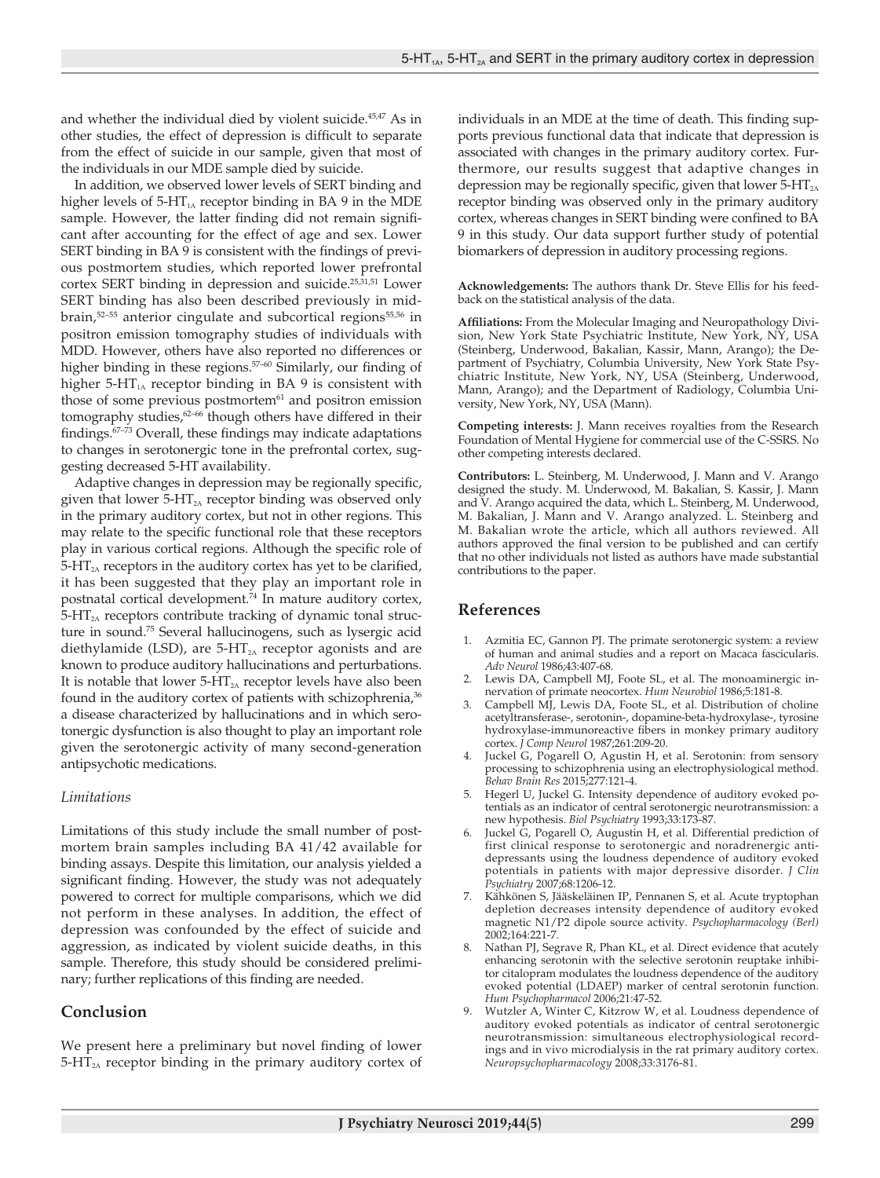and whether the individual died by violent suicide.[45,47] As in other studies, the effect of depression is difficult to separate from the effect of suicide in our sample, given that most of the individuals in our MDE sample died by suicide.

In addition, we observed lower levels of SERT binding and higher levels of 5-$HT_{1A}$ receptor binding in BA 9 in the MDE sample. However, the latter finding did not remain significant after accounting for the effect of age and sex. Lower SERT binding in BA 9 is consistent with the findings of previous postmortem studies, which reported lower prefrontal cortex SERT binding in depression and suicide.[25,31,51] Lower SERT binding has also been described previously in midbrain,[52–55] anterior cingulate and subcortical regions[55,56] in positron emission tomography studies of individuals with MDD. However, others have also reported no differences or higher binding in these regions.[57–60] Similarly, our finding of higher 5-$HT_{1A}$ receptor binding in BA 9 is consistent with those of some previous postmortem[61] and positron emission tomography studies,[62–66] though others have differed in their findings.[67–73] Overall, these findings may indicate adaptations to changes in serotonergic tone in the prefrontal cortex, suggesting decreased 5-HT availability.

Adaptive changes in depression may be regionally specific, given that lower 5-$HT_{2A}$ receptor binding was observed only in the primary auditory cortex, but not in other regions. This may relate to the specific functional role that these receptors play in various cortical regions. Although the specific role of 5-$HT_{2A}$ receptors in the auditory cortex has yet to be clarified, it has been suggested that they play an important role in postnatal cortical development.[74] In mature auditory cortex, 5-$HT_{2A}$ receptors contribute tracking of dynamic tonal structure in sound.[75] Several hallucinogens, such as lysergic acid diethylamide (LSD), are 5-$HT_{2A}$ receptor agonists and are known to produce auditory hallucinations and perturbations. It is notable that lower 5-$HT_{2A}$ receptor levels have also been found in the auditory cortex of patients with schizophrenia,[36] a disease characterized by hallucinations and in which serotonergic dysfunction is also thought to play an important role given the serotonergic activity of many second-generation antipsychotic medications.

### *Limitations*

Limitations of this study include the small number of postmortem brain samples including BA 41/42 available for binding assays. Despite this limitation, our analysis yielded a significant finding. However, the study was not adequately powered to correct for multiple comparisons, which we did not perform in these analyses. In addition, the effect of depression was confounded by the effect of suicide and aggression, as indicated by violent suicide deaths, in this sample. Therefore, this study should be considered preliminary; further replications of this finding are needed.

## Conclusion

We present here a preliminary but novel finding of lower 5-$HT_{2A}$ receptor binding in the primary auditory cortex of individuals in an MDE at the time of death. This finding supports previous functional data that indicate that depression is associated with changes in the primary auditory cortex. Furthermore, our results suggest that adaptive changes in depression may be regionally specific, given that lower 5-$HT_{2A}$ receptor binding was observed only in the primary auditory cortex, whereas changes in SERT binding were confined to BA 9 in this study. Our data support further study of potential biomarkers of depression in auditory processing regions.

**Acknowledgements:** The authors thank Dr. Steve Ellis for his feedback on the statistical analysis of the data.

**Affiliations:** From the Molecular Imaging and Neuropathology Division, New York State Psychiatric Institute, New York, NY, USA (Steinberg, Underwood, Bakalian, Kassir, Mann, Arango); the Department of Psychiatry, Columbia University, New York State Psychiatric Institute, New York, NY, USA (Steinberg, Underwood, Mann, Arango); and the Department of Radiology, Columbia University, New York, NY, USA (Mann).

**Competing interests:** J. Mann receives royalties from the Research Foundation of Mental Hygiene for commercial use of the C-SSRS. No other competing interests declared.

**Contributors:** L. Steinberg, M. Underwood, J. Mann and V. Arango designed the study. M. Underwood, M. Bakalian, S. Kassir, J. Mann and V. Arango acquired the data, which L. Steinberg, M. Underwood, M. Bakalian, J. Mann and V. Arango analyzed. L. Steinberg and M. Bakalian wrote the article, which all authors reviewed. All authors approved the final version to be published and can certify that no other individuals not listed as authors have made substantial contributions to the paper.

## References

1. Azmitia EC, Gannon PJ. The primate serotonergic system: a review of human and animal studies and a report on Macaca fascicularis. *Adv Neurol* 1986;43:407-68.
2. Lewis DA, Campbell MJ, Foote SL, et al. The monoaminergic innervation of primate neocortex. *Hum Neurobiol* 1986;5:181-8.
3. Campbell MJ, Lewis DA, Foote SL, et al. Distribution of choline acetyltransferase-, serotonin-, dopamine-beta-hydroxylase-, tyrosine hydroxylase-immunoreactive fibers in monkey primary auditory cortex. *J Comp Neurol* 1987;261:209-20.
4. Juckel G, Pogarell O, Agustin H, et al. Serotonin: from sensory processing to schizophrenia using an electrophysiological method. *Behav Brain Res* 2015;277:121-4.
5. Hegerl U, Juckel G. Intensity dependence of auditory evoked potentials as an indicator of central serotonergic neurotransmission: a new hypothesis. *Biol Psychiatry* 1993;33:173-87.
6. Juckel G, Pogarell O, Augustin H, et al. Differential prediction of first clinical response to serotonergic and noradrenergic antidepressants using the loudness dependence of auditory evoked potentials in patients with major depressive disorder. *J Clin Psychiatry* 2007;68:1206-12.
7. Kähkönen S, Jääskeläinen IP, Pennanen S, et al. Acute tryptophan depletion decreases intensity dependence of auditory evoked magnetic N1/P2 dipole source activity. *Psychopharmacology (Berl)* 2002;164:221-7.
8. Nathan PJ, Segrave R, Phan KL, et al. Direct evidence that acutely enhancing serotonin with the selective serotonin reuptake inhibitor citalopram modulates the loudness dependence of the auditory evoked potential (LDAEP) marker of central serotonin function. *Hum Psychopharmacol* 2006;21:47-52.
9. Wutzler A, Winter C, Kitzrow W, et al. Loudness dependence of auditory evoked potentials as indicator of central serotonergic neurotransmission: simultaneous electrophysiological recordings and in vivo microdialysis in the rat primary auditory cortex. *Neuropsychopharmacology* 2008;33:3176-81.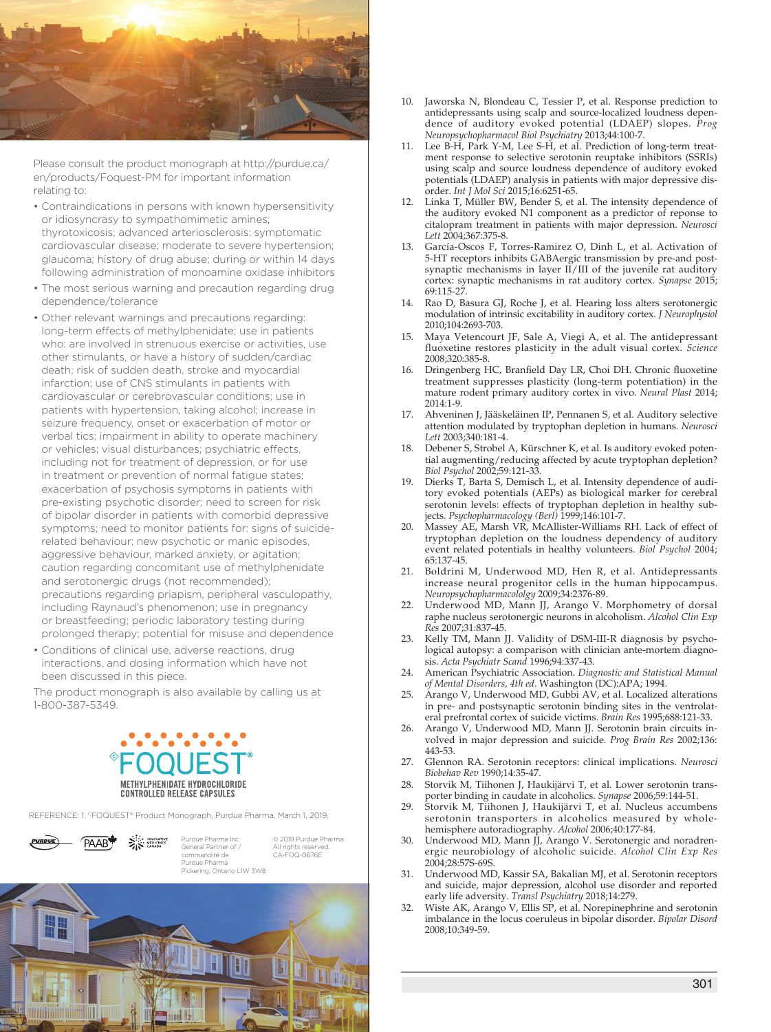Please consult the product monograph at http://purdue.ca/en/products/Foquest-PM for important information relating to:

- Contraindications in persons with known hypersensitivity or idiosyncrasy to sympathomimetic amines; thyrotoxicosis; advanced arteriosclerosis; symptomatic cardiovascular disease; moderate to severe hypertension; glaucoma; history of drug abuse; during or within 14 days following administration of monoamine oxidase inhibitors
- The most serious warning and precaution regarding drug dependence/tolerance
- Other relevant warnings and precautions regarding: long-term effects of methylphenidate; use in patients who: are involved in strenuous exercise or activities, use other stimulants, or have a history of sudden/cardiac death; risk of sudden death, stroke and myocardial infarction; use of CNS stimulants in patients with cardiovascular or cerebrovascular conditions; use in patients with hypertension, taking alcohol; increase in seizure frequency, onset or exacerbation of motor or verbal tics; impairment in ability to operate machinery or vehicles; visual disturbances; psychiatric effects, including not for treatment of depression, or for use in treatment or prevention of normal fatigue states; exacerbation of psychosis symptoms in patients with pre-existing psychotic disorder; need to screen for risk of bipolar disorder in patients with comorbid depressive symptoms; need to monitor patients for: signs of suicide-related behaviour; new psychotic or manic episodes, aggressive behaviour, marked anxiety, or agitation; caution regarding concomitant use of methylphenidate and serotonergic drugs (not recommended); precautions regarding priapism, peripheral vasculopathy, including Raynaud's phenomenon; use in pregnancy or breastfeeding; periodic laboratory testing during prolonged therapy; potential for misuse and dependence
- Conditions of clinical use, adverse reactions, drug interactions, and dosing information which have not been discussed in this piece.

The product monograph is also available by calling us at 1-800-387-5349.

FOQUEST®
METHYLPHENIDATE HYDROCHLORIDE
CONTROLLED RELEASE CAPSULES

REFERENCE: 1. ©FOQUEST® Product Monograph, Purdue Pharma, March 1, 2019.

PURDUE — PAAB — INNOVATIVE MEDICINES CANADA

Purdue Pharma Inc. General Partner of / commandité de Purdue Pharma Pickering, Ontario L1W 3W8

© 2019 Purdue Pharma. All rights reserved. CA-FOQ-0676E

10. Jaworska N, Blondeau C, Tessier P, et al. Response prediction to antidepressants using scalp and source-localized loudness dependence of auditory evoked potential (LDAEP) slopes. *Prog Neuropsychopharmacol Biol Psychiatry* 2013;44:100-7.
11. Lee B-H, Park Y-M, Lee S-H, et al. Prediction of long-term treatment response to selective serotonin reuptake inhibitors (SSRIs) using scalp and source loudness dependence of auditory evoked potentials (LDAEP) analysis in patients with major depressive disorder. *Int J Mol Sci* 2015;16:6251-65.
12. Linka T, Müller BW, Bender S, et al. The intensity dependence of the auditory evoked N1 component as a predictor of reponse to citalopram treatment in patients with major depression. *Neurosci Lett* 2004;367:375-8.
13. García-Oscos F, Torres-Ramirez O, Dinh L, et al. Activation of 5-HT receptors inhibits GABAergic transmission by pre-and post-synaptic mechanisms in layer II/III of the juvenile rat auditory cortex: synaptic mechanisms in rat auditory cortex. *Synapse* 2015; 69:115-27.
14. Rao D, Basura GJ, Roche J, et al. Hearing loss alters serotonergic modulation of intrinsic excitability in auditory cortex. *J Neurophysiol* 2010;104:2693-703.
15. Maya Vetencourt JF, Sale A, Viegi A, et al. The antidepressant fluoxetine restores plasticity in the adult visual cortex. *Science* 2008;320:385-8.
16. Dringenberg HC, Branfield Day LR, Choi DH. Chronic fluoxetine treatment suppresses plasticity (long-term potentiation) in the mature rodent primary auditory cortex in vivo. *Neural Plast* 2014; 2014:1-9.
17. Ahveninen J, Jääskeläinen IP, Pennanen S, et al. Auditory selective attention modulated by tryptophan depletion in humans. *Neurosci Lett* 2003;340:181-4.
18. Debener S, Strobel A, Kürschner K, et al. Is auditory evoked potential augmenting/reducing affected by acute tryptophan depletion? *Biol Psychol* 2002;59:121-33.
19. Dierks T, Barta S, Demisch L, et al. Intensity dependence of auditory evoked potentials (AEPs) as biological marker for cerebral serotonin levels: effects of tryptophan depletion in healthy subjects. *Psychopharmacology (Berl)* 1999;146:101-7.
20. Massey AE, Marsh VR, McAllister-Williams RH. Lack of effect of tryptophan depletion on the loudness dependency of auditory event related potentials in healthy volunteers. *Biol Psychol* 2004; 65:137-45.
21. Boldrini M, Underwood MD, Hen R, et al. Antidepressants increase neural progenitor cells in the human hippocampus. *Neuropsychopharmacololgy* 2009;34:2376-89.
22. Underwood MD, Mann JJ, Arango V. Morphometry of dorsal raphe nucleus serotonergic neurons in alcoholism. *Alcohol Clin Exp Res* 2007;31:837-45.
23. Kelly TM, Mann JJ. Validity of DSM-III-R diagnosis by psychological autopsy: a comparison with clinician ante-mortem diagnosis. *Acta Psychiatr Scand* 1996;94:337-43.
24. American Psychiatric Association. *Diagnostic and Statistical Manual of Mental Disorders, 4th ed*. Washington (DC):APA; 1994.
25. Arango V, Underwood MD, Gubbi AV, et al. Localized alterations in pre- and postsynaptic serotonin binding sites in the ventrolateral prefrontal cortex of suicide victims. *Brain Res* 1995;688:121-33.
26. Arango V, Underwood MD, Mann JJ. Serotonin brain circuits involved in major depression and suicide. *Prog Brain Res* 2002;136: 443-53.
27. Glennon RA. Serotonin receptors: clinical implications. *Neurosci Biobehav Rev* 1990;14:35-47.
28. Storvik M, Tiihonen J, Haukijärvi T, et al. Lower serotonin transporter binding in caudate in alcoholics. *Synapse* 2006;59:144-51.
29. Storvik M, Tiihonen J, Haukijärvi T, et al. Nucleus accumbens serotonin transporters in alcoholics measured by whole-hemisphere autoradiography. *Alcohol* 2006;40:177-84.
30. Underwood MD, Mann JJ, Arango V. Serotonergic and noradrenergic neurobiology of alcoholic suicide. *Alcohol Clin Exp Res* 2004;28:57S-69S.
31. Underwood MD, Kassir SA, Bakalian MJ, et al. Serotonin receptors and suicide, major depression, alcohol use disorder and reported early life adversity. *Transl Psychiatry* 2018;14:279.
32. Wiste AK, Arango V, Ellis SP, et al. Norepinephrine and serotonin imbalance in the locus coeruleus in bipolar disorder. *Bipolar Disord* 2008;10:349-59.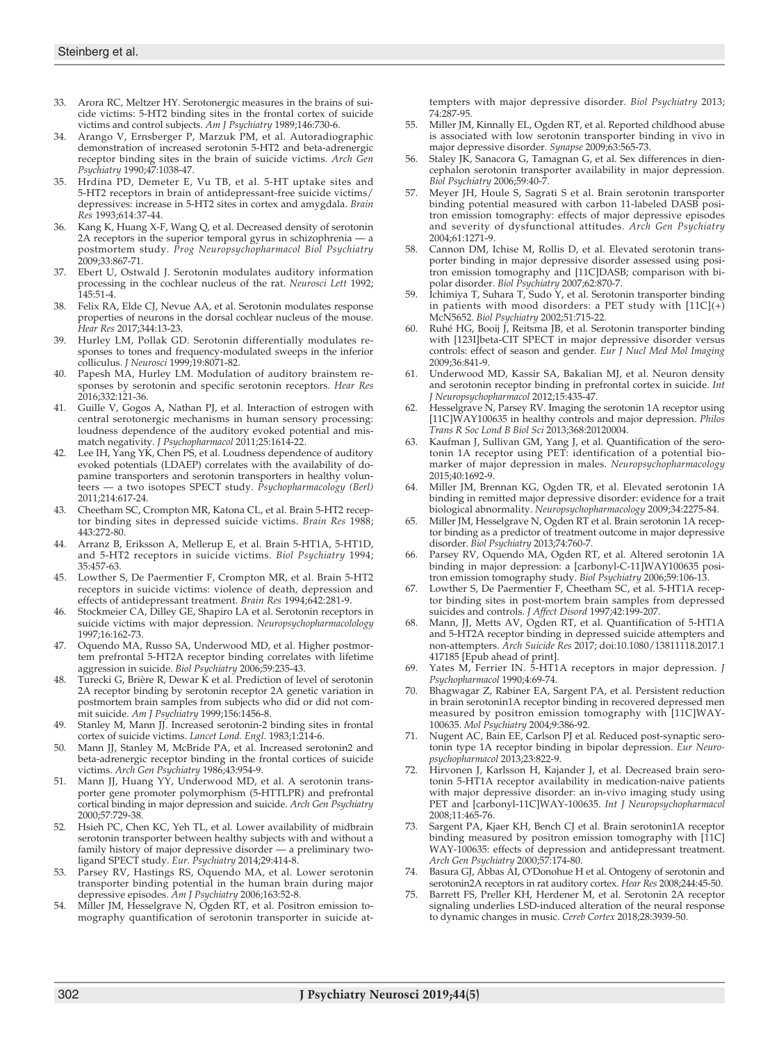33. Arora RC, Meltzer HY. Serotonergic measures in the brains of suicide victims: 5-HT2 binding sites in the frontal cortex of suicide victims and control subjects. *Am J Psychiatry* 1989;146:730-6.
34. Arango V, Ernsberger P, Marzuk PM, et al. Autoradiographic demonstration of increased serotonin 5-HT2 and beta-adrenergic receptor binding sites in the brain of suicide victims. *Arch Gen Psychiatry* 1990;47:1038-47.
35. Hrdina PD, Demeter E, Vu TB, et al. 5-HT uptake sites and 5-HT2 receptors in brain of antidepressant-free suicide victims/depressives: increase in 5-HT2 sites in cortex and amygdala. *Brain Res* 1993;614:37-44.
36. Kang K, Huang X-F, Wang Q, et al. Decreased density of serotonin 2A receptors in the superior temporal gyrus in schizophrenia — a postmortem study. *Prog Neuropsychopharmacol Biol Psychiatry* 2009;33:867-71.
37. Ebert U, Ostwald J. Serotonin modulates auditory information processing in the cochlear nucleus of the rat. *Neurosci Lett* 1992; 145:51-4.
38. Felix RA, Elde CJ, Nevue AA, et al. Serotonin modulates response properties of neurons in the dorsal cochlear nucleus of the mouse. *Hear Res* 2017;344:13-23.
39. Hurley LM, Pollak GD. Serotonin differentially modulates responses to tones and frequency-modulated sweeps in the inferior colliculus. *J Neurosci* 1999;19:8071-82.
40. Papesh MA, Hurley LM. Modulation of auditory brainstem responses by serotonin and specific serotonin receptors. *Hear Res* 2016;332:121-36.
41. Guille V, Gogos A, Nathan PJ, et al. Interaction of estrogen with central serotonergic mechanisms in human sensory processing: loudness dependence of the auditory evoked potential and mismatch negativity. *J Psychopharmacol* 2011;25:1614-22.
42. Lee IH, Yang YK, Chen PS, et al. Loudness dependence of auditory evoked potentials (LDAEP) correlates with the availability of dopamine transporters and serotonin transporters in healthy volunteers — a two isotopes SPECT study. *Psychopharmacology (Berl)* 2011;214:617-24.
43. Cheetham SC, Crompton MR, Katona CL, et al. Brain 5-HT2 receptor binding sites in depressed suicide victims. *Brain Res* 1988; 443:272-80.
44. Arranz B, Eriksson A, Mellerup E, et al. Brain 5-HT1A, 5-HT1D, and 5-HT2 receptors in suicide victims. *Biol Psychiatry* 1994; 35:457-63.
45. Lowther S, De Paermentier F, Crompton MR, et al. Brain 5-HT2 receptors in suicide victims: violence of death, depression and effects of antidepressant treatment. *Brain Res* 1994;642:281-9.
46. Stockmeier CA, Dilley GE, Shapiro LA et al. Serotonin receptors in suicide victims with major depression. *Neuropsychopharmacolology* 1997;16:162-73.
47. Oquendo MA, Russo SA, Underwood MD, et al. Higher postmortem prefrontal 5-HT2A receptor binding correlates with lifetime aggression in suicide. *Biol Psychiatry* 2006;59:235-43.
48. Turecki G, Brière R, Dewar K et al. Prediction of level of serotonin 2A receptor binding by serotonin receptor 2A genetic variation in postmortem brain samples from subjects who did or did not commit suicide. *Am J Psychiatry* 1999;156:1456-8.
49. Stanley M, Mann JJ. Increased serotonin-2 binding sites in frontal cortex of suicide victims. *Lancet Lond. Engl.* 1983;1:214-6.
50. Mann JJ, Stanley M, McBride PA, et al. Increased serotonin2 and beta-adrenergic receptor binding in the frontal cortices of suicide victims. *Arch Gen Psychiatry* 1986;43:954-9.
51. Mann JJ, Huang YY, Underwood MD, et al. A serotonin transporter gene promoter polymorphism (5-HTTLPR) and prefrontal cortical binding in major depression and suicide. *Arch Gen Psychiatry* 2000;57:729-38.
52. Hsieh PC, Chen KC, Yeh TL, et al. Lower availability of midbrain serotonin transporter between healthy subjects with and without a family history of major depressive disorder — a preliminary two-ligand SPECT study. *Eur. Psychiatry* 2014;29:414-8.
53. Parsey RV, Hastings RS, Oquendo MA, et al. Lower serotonin transporter binding potential in the human brain during major depressive episodes. *Am J Psychiatry* 2006;163:52-8.
54. Miller JM, Hesselgrave N, Ogden RT, et al. Positron emission tomography quantification of serotonin transporter in suicide attempters with major depressive disorder. *Biol Psychiatry* 2013; 74:287-95.
55. Miller JM, Kinnally EL, Ogden RT, et al. Reported childhood abuse is associated with low serotonin transporter binding in vivo in major depressive disorder. *Synapse* 2009;63:565-73.
56. Staley JK, Sanacora G, Tamagnan G, et al. Sex differences in diencephalon serotonin transporter availability in major depression. *Biol Psychiatry* 2006;59:40-7.
57. Meyer JH, Houle S, Sagrati S et al. Brain serotonin transporter binding potential measured with carbon 11-labeled DASB positron emission tomography: effects of major depressive episodes and severity of dysfunctional attitudes. *Arch Gen Psychiatry* 2004;61:1271-9.
58. Cannon DM, Ichise M, Rollis D, et al. Elevated serotonin transporter binding in major depressive disorder assessed using positron emission tomography and [11C]DASB; comparison with bipolar disorder. *Biol Psychiatry* 2007;62:870-7.
59. Ichimiya T, Suhara T, Sudo Y, et al. Serotonin transporter binding in patients with mood disorders: a PET study with [11C](+)McN5652. *Biol Psychiatry* 2002;51:715-22.
60. Ruhé HG, Booij J, Reitsma JB, et al. Serotonin transporter binding with [123I]beta-CIT SPECT in major depressive disorder versus controls: effect of season and gender. *Eur J Nucl Med Mol Imaging* 2009;36:841-9.
61. Underwood MD, Kassir SA, Bakalian MJ, et al. Neuron density and serotonin receptor binding in prefrontal cortex in suicide. *Int J Neuropsychopharmacol* 2012;15:435-47.
62. Hesselgrave N, Parsey RV. Imaging the serotonin 1A receptor using [11C]WAY100635 in healthy controls and major depression. *Philos Trans R Soc Lond B Biol Sci* 2013;368:20120004.
63. Kaufman J, Sullivan GM, Yang J, et al. Quantification of the serotonin 1A receptor using PET: identification of a potential biomarker of major depression in males. *Neuropsychopharmacology* 2015;40:1692-9.
64. Miller JM, Brennan KG, Ogden TR, et al. Elevated serotonin 1A binding in remitted major depressive disorder: evidence for a trait biological abnormality. *Neuropsychopharmacology* 2009;34:2275-84.
65. Miller JM, Hesselgrave N, Ogden RT et al. Brain serotonin 1A receptor binding as a predictor of treatment outcome in major depressive disorder. *Biol Psychiatry* 2013;74:760-7.
66. Parsey RV, Oquendo MA, Ogden RT, et al. Altered serotonin 1A binding in major depression: a [carbonyl-C-11]WAY100635 positron emission tomography study. *Biol Psychiatry* 2006;59:106-13.
67. Lowther S, De Paermentier F, Cheetham SC, et al. 5-HT1A receptor binding sites in post-mortem brain samples from depressed suicides and controls. *J Affect Disord* 1997;42:199-207.
68. Mann, JJ, Metts AV, Ogden RT, et al. Quantification of 5-HT1A and 5-HT2A receptor binding in depressed suicide attempters and non-attempters. *Arch Suicide Res* 2017; doi:10.1080/13811118.2017.1417185 [Epub ahead of print].
69. Yates M, Ferrier IN. 5-HT1A receptors in major depression. *J Psychopharmacol* 1990;4:69-74.
70. Bhagwagar Z, Rabiner EA, Sargent PA, et al. Persistent reduction in brain serotonin1A receptor binding in recovered depressed men measured by positron emission tomography with [11C]WAY-100635. *Mol Psychiatry* 2004;9:386-92.
71. Nugent AC, Bain EE, Carlson PJ et al. Reduced post-synaptic serotonin type 1A receptor binding in bipolar depression. *Eur Neuropsychopharmacol* 2013;23:822-9.
72. Hirvonen J, Karlsson H, Kajander J, et al. Decreased brain serotonin 5-HT1A receptor availability in medication-naive patients with major depressive disorder: an in-vivo imaging study using PET and [carbonyl-11C]WAY-100635. *Int J Neuropsychopharmacol* 2008;11:465-76.
73. Sargent PA, Kjaer KH, Bench CJ et al. Brain serotonin1A receptor binding measured by positron emission tomography with [11C] WAY-100635: effects of depression and antidepressant treatment. *Arch Gen Psychiatry* 2000;57:174-80.
74. Basura GJ, Abbas AI, O'Donohue H et al. Ontogeny of serotonin and serotonin2A receptors in rat auditory cortex. *Hear Res* 2008;244:45-50.
75. Barrett FS, Preller KH, Herdener M, et al. Serotonin 2A receptor signaling underlies LSD-induced alteration of the neural response to dynamic changes in music. *Cereb Cortex* 2018;28:3939-50.